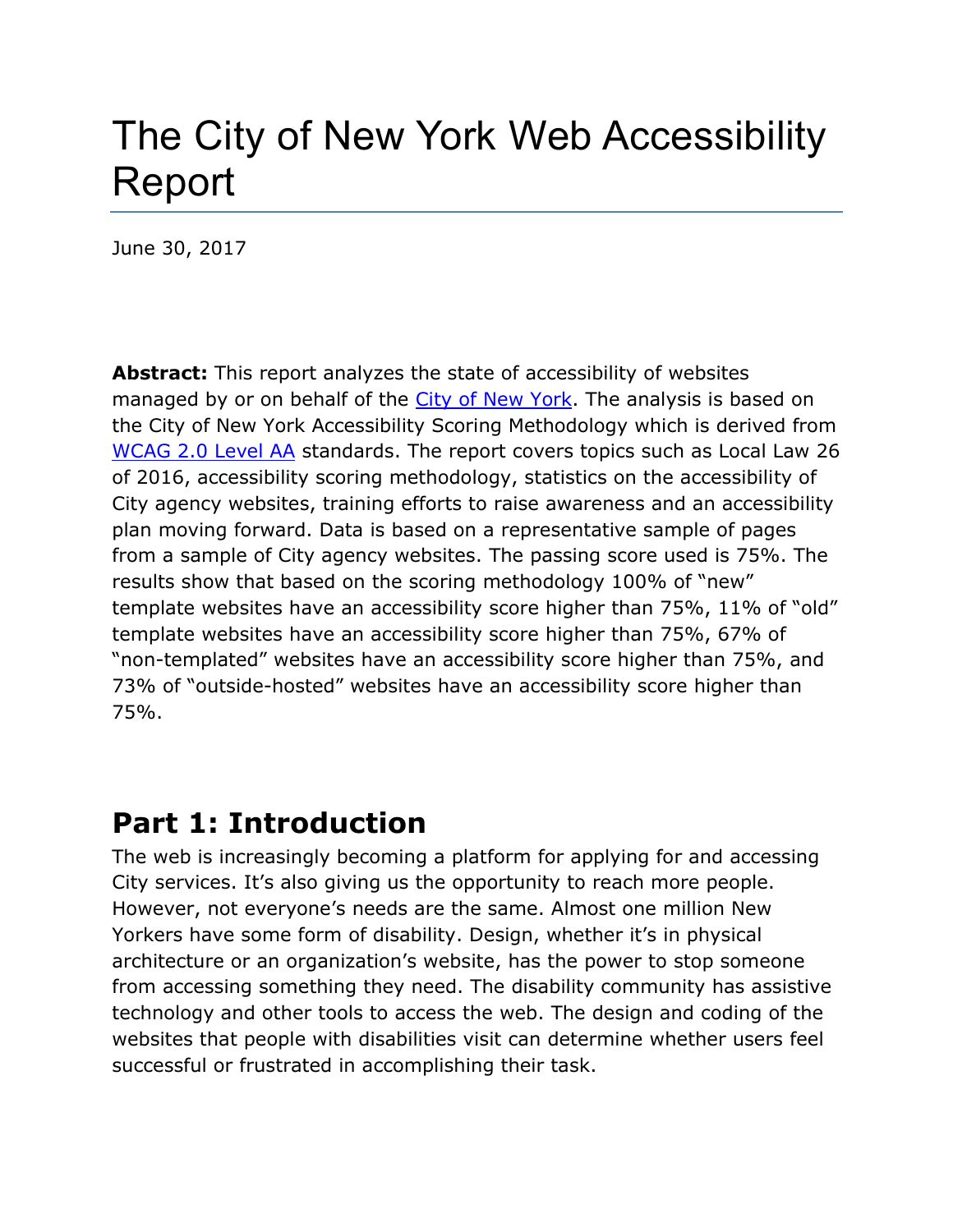# The City of New York Web Accessibility Report

June 30, 2017

**Abstract:** This report analyzes the state of accessibility of websites managed by or on behalf of the [City of New York](). The analysis is based on the City of New York Accessibility Scoring Methodology which is derived from [WCAG 2.0 Level AA]() standards. The report covers topics such as Local Law 26 of 2016, accessibility scoring methodology, statistics on the accessibility of City agency websites, training efforts to raise awareness and an accessibility plan moving forward. Data is based on a representative sample of pages from a sample of City agency websites. The passing score used is 75%. The results show that based on the scoring methodology 100% of "new" template websites have an accessibility score higher than 75%, 11% of "old" template websites have an accessibility score higher than 75%, 67% of "non-templated" websites have an accessibility score higher than 75%, and 73% of "outside-hosted" websites have an accessibility score higher than 75%.

## Part 1: Introduction

The web is increasingly becoming a platform for applying for and accessing City services. It's also giving us the opportunity to reach more people. However, not everyone's needs are the same. Almost one million New Yorkers have some form of disability. Design, whether it's in physical architecture or an organization's website, has the power to stop someone from accessing something they need. The disability community has assistive technology and other tools to access the web. The design and coding of the websites that people with disabilities visit can determine whether users feel successful or frustrated in accomplishing their task.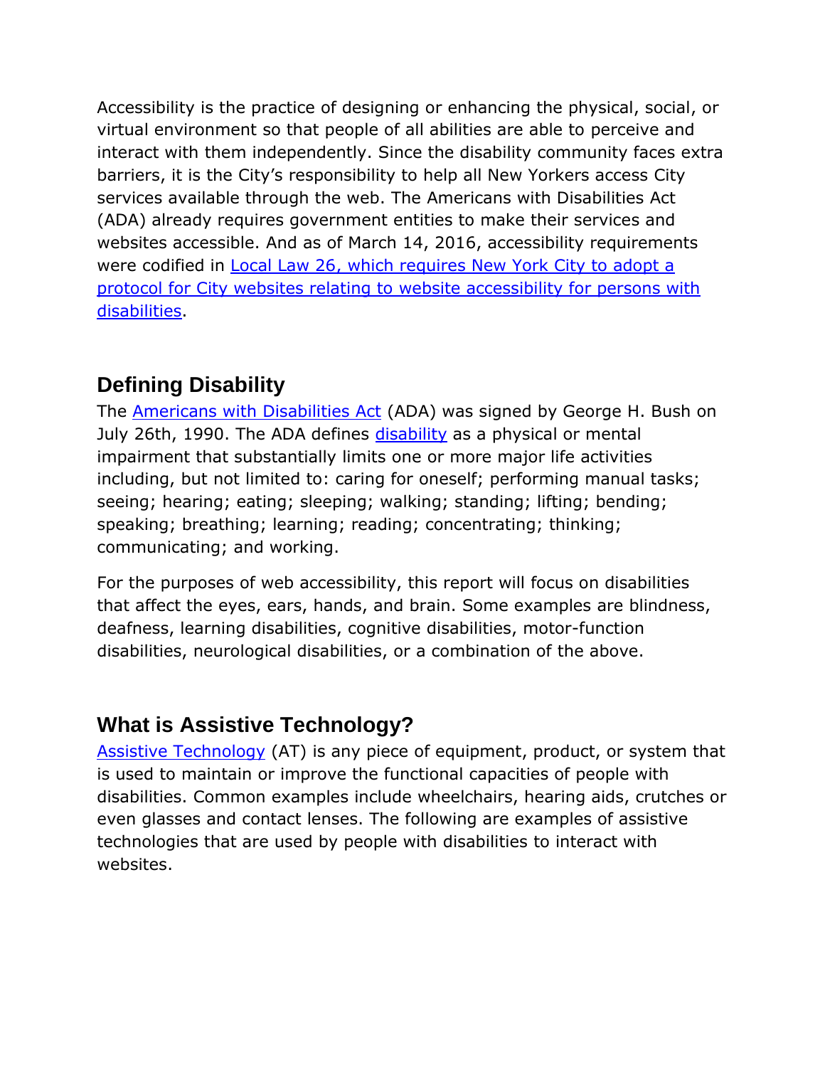Accessibility is the practice of designing or enhancing the physical, social, or virtual environment so that people of all abilities are able to perceive and interact with them independently. Since the disability community faces extra barriers, it is the City's responsibility to help all New Yorkers access City services available through the web. The Americans with Disabilities Act (ADA) already requires government entities to make their services and websites accessible. And as of March 14, 2016, accessibility requirements were codified in Local Law 26, which requires New York City to adopt a protocol for City websites relating to website accessibility for persons with disabilities.

## Defining Disability

The Americans with Disabilities Act (ADA) was signed by George H. Bush on July 26th, 1990. The ADA defines disability as a physical or mental impairment that substantially limits one or more major life activities including, but not limited to: caring for oneself; performing manual tasks; seeing; hearing; eating; sleeping; walking; standing; lifting; bending; speaking; breathing; learning; reading; concentrating; thinking; communicating; and working.

For the purposes of web accessibility, this report will focus on disabilities that affect the eyes, ears, hands, and brain. Some examples are blindness, deafness, learning disabilities, cognitive disabilities, motor-function disabilities, neurological disabilities, or a combination of the above.

## What is Assistive Technology?

Assistive Technology (AT) is any piece of equipment, product, or system that is used to maintain or improve the functional capacities of people with disabilities. Common examples include wheelchairs, hearing aids, crutches or even glasses and contact lenses. The following are examples of assistive technologies that are used by people with disabilities to interact with websites.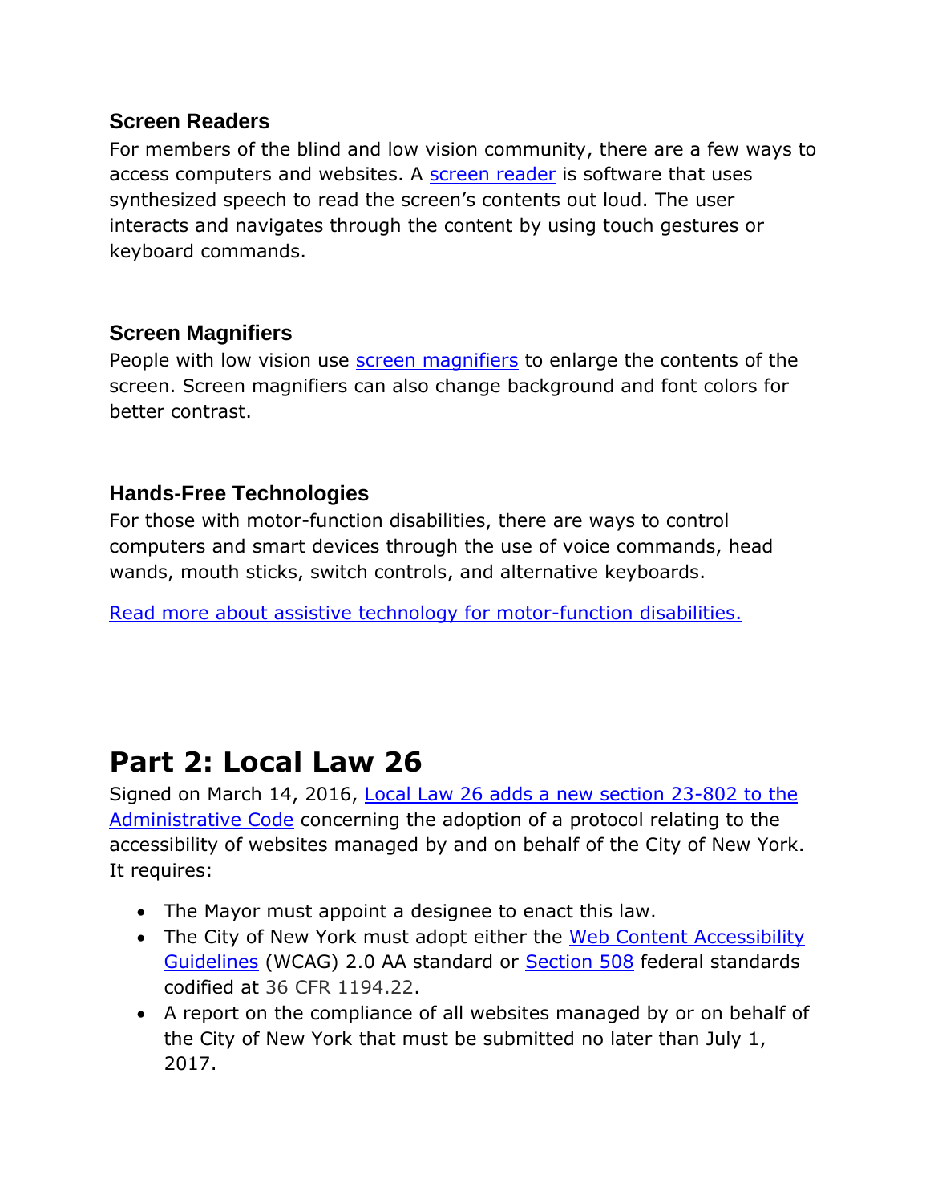### Screen Readers

For members of the blind and low vision community, there are a few ways to access computers and websites. A screen reader is software that uses synthesized speech to read the screen's contents out loud. The user interacts and navigates through the content by using touch gestures or keyboard commands.

### Screen Magnifiers

People with low vision use screen magnifiers to enlarge the contents of the screen. Screen magnifiers can also change background and font colors for better contrast.

### Hands-Free Technologies

For those with motor-function disabilities, there are ways to control computers and smart devices through the use of voice commands, head wands, mouth sticks, switch controls, and alternative keyboards.

Read more about assistive technology for motor-function disabilities.

# Part 2: Local Law 26

Signed on March 14, 2016, Local Law 26 adds a new section 23-802 to the Administrative Code concerning the adoption of a protocol relating to the accessibility of websites managed by and on behalf of the City of New York. It requires:

- The Mayor must appoint a designee to enact this law.
- The City of New York must adopt either the Web Content Accessibility Guidelines (WCAG) 2.0 AA standard or Section 508 federal standards codified at 36 CFR 1194.22.
- A report on the compliance of all websites managed by or on behalf of the City of New York that must be submitted no later than July 1, 2017.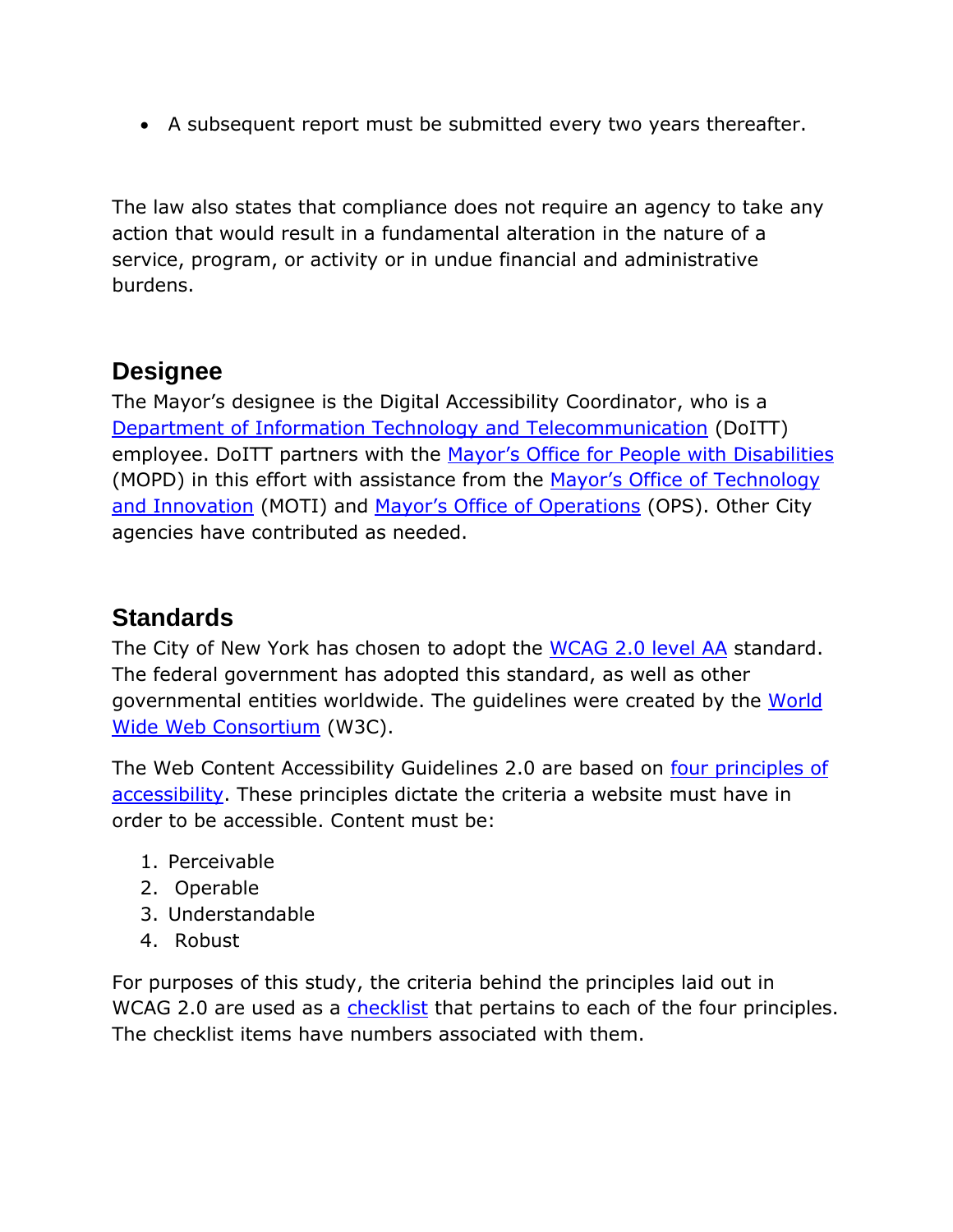- A subsequent report must be submitted every two years thereafter.

The law also states that compliance does not require an agency to take any action that would result in a fundamental alteration in the nature of a service, program, or activity or in undue financial and administrative burdens.

## Designee

The Mayor's designee is the Digital Accessibility Coordinator, who is a Department of Information Technology and Telecommunication (DoITT) employee. DoITT partners with the Mayor's Office for People with Disabilities (MOPD) in this effort with assistance from the Mayor's Office of Technology and Innovation (MOTI) and Mayor's Office of Operations (OPS). Other City agencies have contributed as needed.

## Standards

The City of New York has chosen to adopt the WCAG 2.0 level AA standard. The federal government has adopted this standard, as well as other governmental entities worldwide. The guidelines were created by the World Wide Web Consortium (W3C).

The Web Content Accessibility Guidelines 2.0 are based on four principles of accessibility. These principles dictate the criteria a website must have in order to be accessible. Content must be:

1. Perceivable
2. Operable
3. Understandable
4. Robust

For purposes of this study, the criteria behind the principles laid out in WCAG 2.0 are used as a checklist that pertains to each of the four principles. The checklist items have numbers associated with them.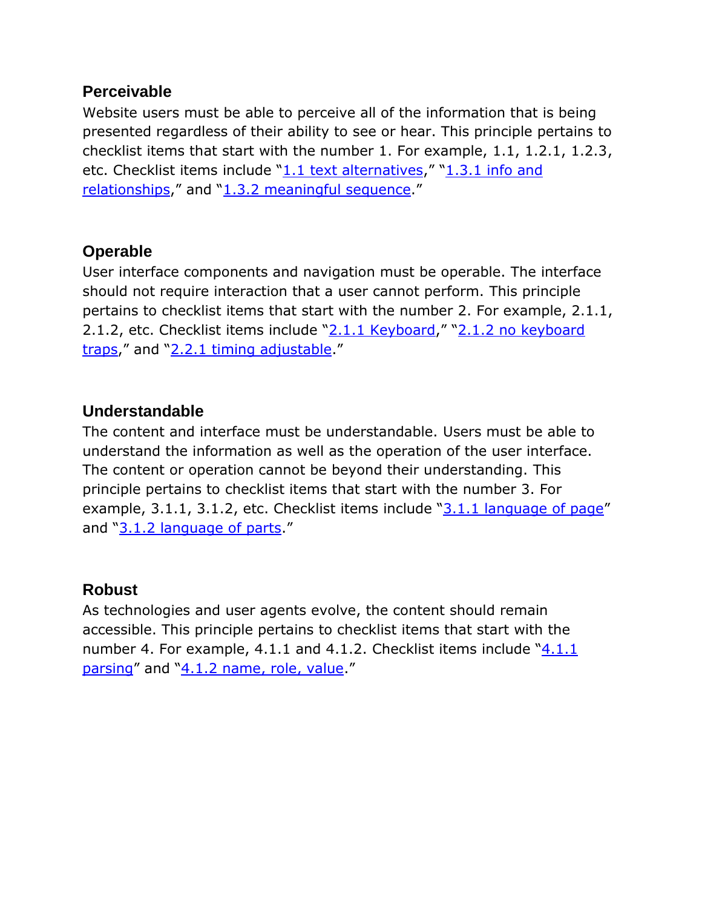## Perceivable

Website users must be able to perceive all of the information that is being presented regardless of their ability to see or hear. This principle pertains to checklist items that start with the number 1. For example, 1.1, 1.2.1, 1.2.3, etc. Checklist items include "1.1 text alternatives," "1.3.1 info and relationships," and "1.3.2 meaningful sequence."

## Operable

User interface components and navigation must be operable. The interface should not require interaction that a user cannot perform. This principle pertains to checklist items that start with the number 2. For example, 2.1.1, 2.1.2, etc. Checklist items include "2.1.1 Keyboard," "2.1.2 no keyboard traps," and "2.2.1 timing adjustable."

## Understandable

The content and interface must be understandable. Users must be able to understand the information as well as the operation of the user interface. The content or operation cannot be beyond their understanding. This principle pertains to checklist items that start with the number 3. For example, 3.1.1, 3.1.2, etc. Checklist items include "3.1.1 language of page" and "3.1.2 language of parts."

## Robust

As technologies and user agents evolve, the content should remain accessible. This principle pertains to checklist items that start with the number 4. For example, 4.1.1 and 4.1.2. Checklist items include "4.1.1 parsing" and "4.1.2 name, role, value."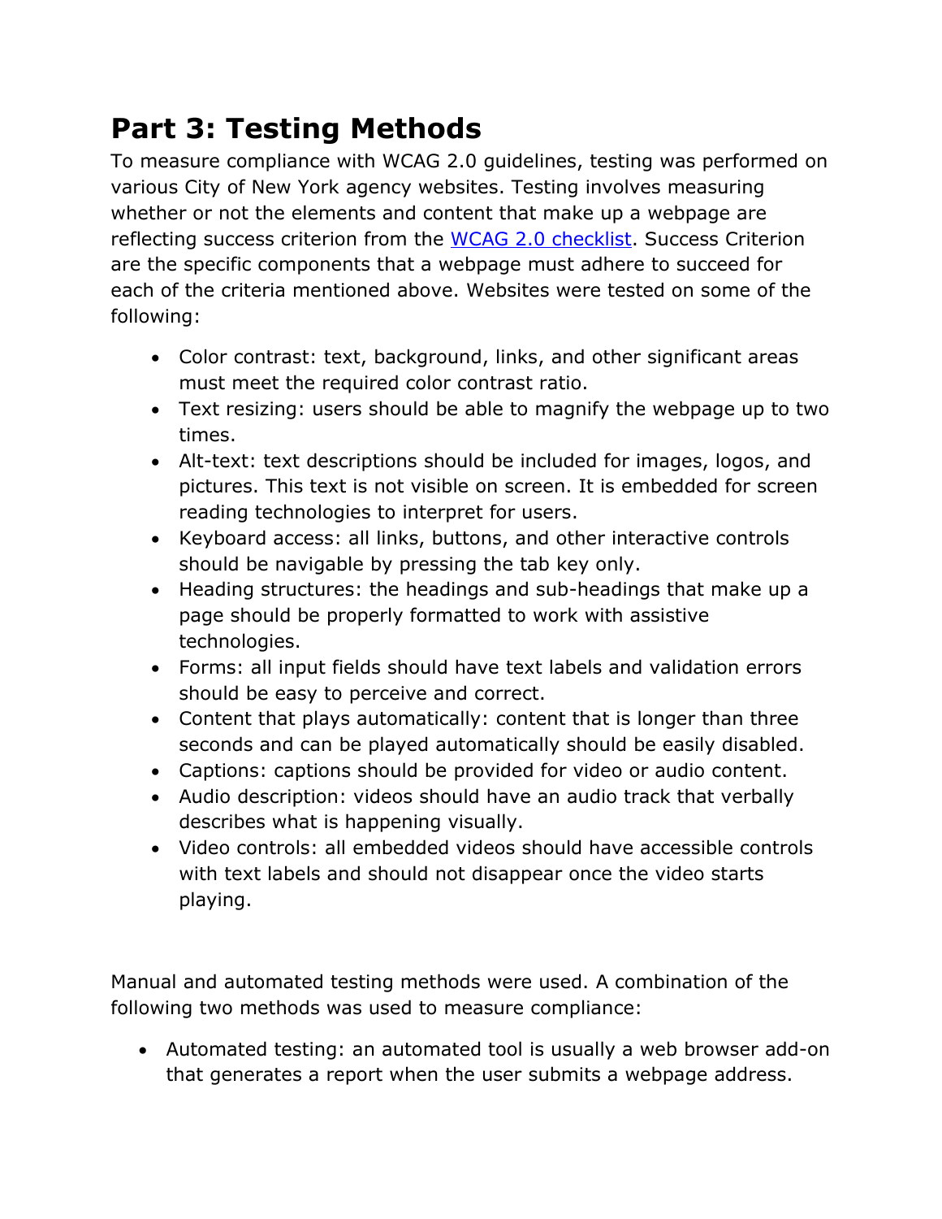# Part 3: Testing Methods

To measure compliance with WCAG 2.0 guidelines, testing was performed on various City of New York agency websites. Testing involves measuring whether or not the elements and content that make up a webpage are reflecting success criterion from the [WCAG 2.0 checklist](). Success Criterion are the specific components that a webpage must adhere to succeed for each of the criteria mentioned above. Websites were tested on some of the following:

- Color contrast: text, background, links, and other significant areas must meet the required color contrast ratio.
- Text resizing: users should be able to magnify the webpage up to two times.
- Alt-text: text descriptions should be included for images, logos, and pictures. This text is not visible on screen. It is embedded for screen reading technologies to interpret for users.
- Keyboard access: all links, buttons, and other interactive controls should be navigable by pressing the tab key only.
- Heading structures: the headings and sub-headings that make up a page should be properly formatted to work with assistive technologies.
- Forms: all input fields should have text labels and validation errors should be easy to perceive and correct.
- Content that plays automatically: content that is longer than three seconds and can be played automatically should be easily disabled.
- Captions: captions should be provided for video or audio content.
- Audio description: videos should have an audio track that verbally describes what is happening visually.
- Video controls: all embedded videos should have accessible controls with text labels and should not disappear once the video starts playing.

Manual and automated testing methods were used. A combination of the following two methods was used to measure compliance:

- Automated testing: an automated tool is usually a web browser add-on that generates a report when the user submits a webpage address.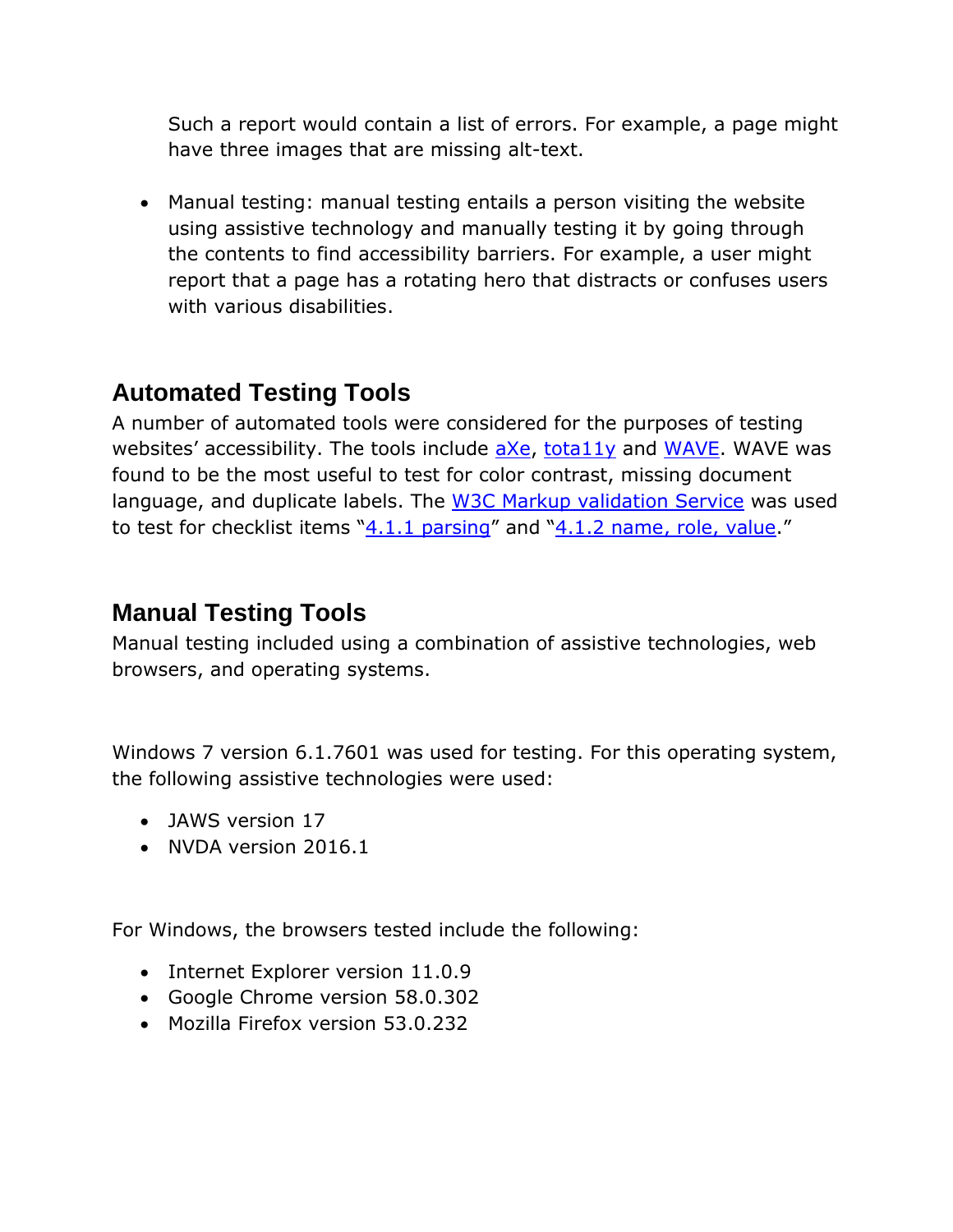Such a report would contain a list of errors. For example, a page might have three images that are missing alt-text.

- Manual testing: manual testing entails a person visiting the website using assistive technology and manually testing it by going through the contents to find accessibility barriers. For example, a user might report that a page has a rotating hero that distracts or confuses users with various disabilities.

## Automated Testing Tools

A number of automated tools were considered for the purposes of testing websites' accessibility. The tools include aXe, tota11y and WAVE. WAVE was found to be the most useful to test for color contrast, missing document language, and duplicate labels. The W3C Markup validation Service was used to test for checklist items "4.1.1 parsing" and "4.1.2 name, role, value."

## Manual Testing Tools

Manual testing included using a combination of assistive technologies, web browsers, and operating systems.

Windows 7 version 6.1.7601 was used for testing. For this operating system, the following assistive technologies were used:

- JAWS version 17
- NVDA version 2016.1

For Windows, the browsers tested include the following:

- Internet Explorer version 11.0.9
- Google Chrome version 58.0.302
- Mozilla Firefox version 53.0.232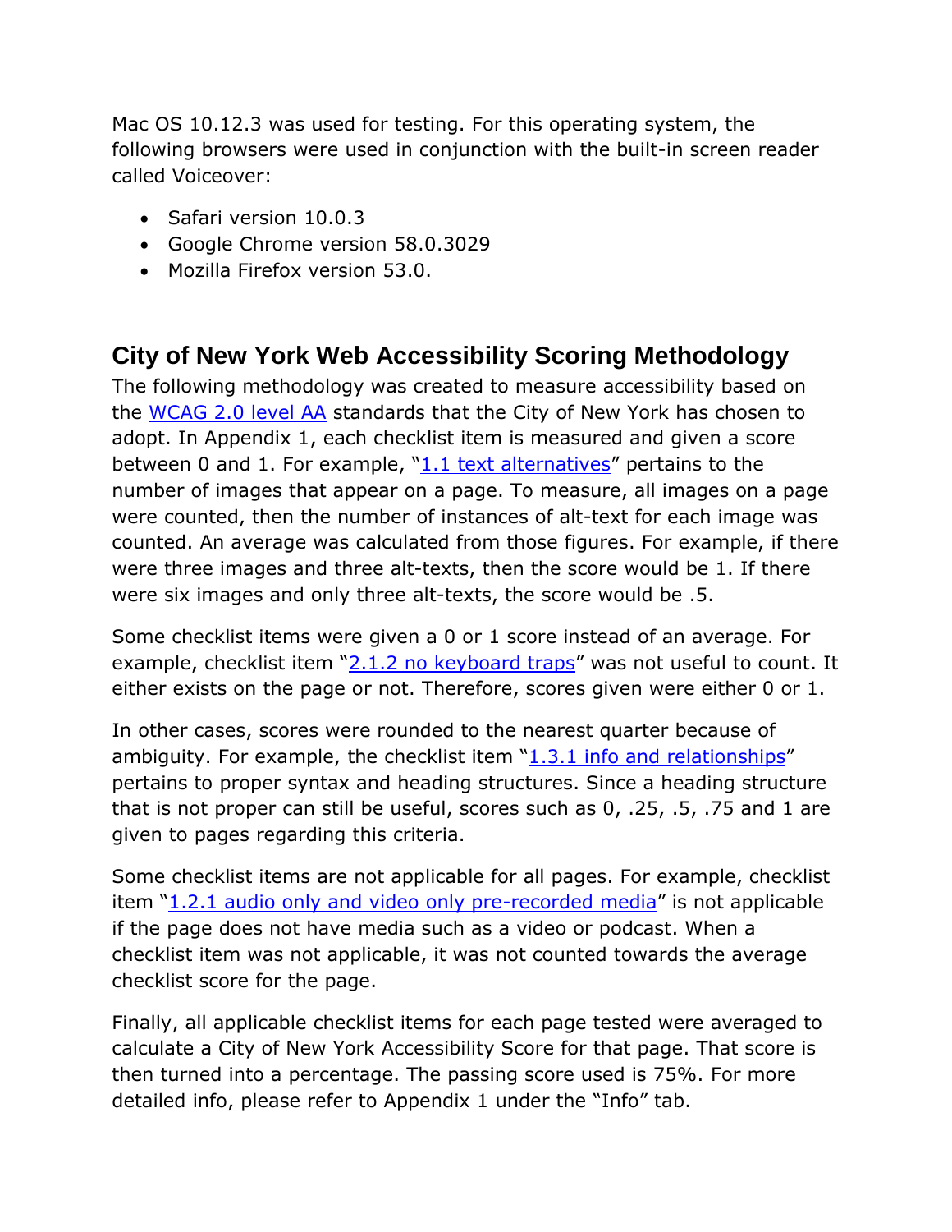Mac OS 10.12.3 was used for testing. For this operating system, the following browsers were used in conjunction with the built-in screen reader called Voiceover:

- Safari version 10.0.3
- Google Chrome version 58.0.3029
- Mozilla Firefox version 53.0.

## City of New York Web Accessibility Scoring Methodology

The following methodology was created to measure accessibility based on the WCAG 2.0 level AA standards that the City of New York has chosen to adopt. In Appendix 1, each checklist item is measured and given a score between 0 and 1. For example, "1.1 text alternatives" pertains to the number of images that appear on a page. To measure, all images on a page were counted, then the number of instances of alt-text for each image was counted. An average was calculated from those figures. For example, if there were three images and three alt-texts, then the score would be 1. If there were six images and only three alt-texts, the score would be .5.

Some checklist items were given a 0 or 1 score instead of an average. For example, checklist item "2.1.2 no keyboard traps" was not useful to count. It either exists on the page or not. Therefore, scores given were either 0 or 1.

In other cases, scores were rounded to the nearest quarter because of ambiguity. For example, the checklist item "1.3.1 info and relationships" pertains to proper syntax and heading structures. Since a heading structure that is not proper can still be useful, scores such as 0, .25, .5, .75 and 1 are given to pages regarding this criteria.

Some checklist items are not applicable for all pages. For example, checklist item "1.2.1 audio only and video only pre-recorded media" is not applicable if the page does not have media such as a video or podcast. When a checklist item was not applicable, it was not counted towards the average checklist score for the page.

Finally, all applicable checklist items for each page tested were averaged to calculate a City of New York Accessibility Score for that page. That score is then turned into a percentage. The passing score used is 75%. For more detailed info, please refer to Appendix 1 under the "Info" tab.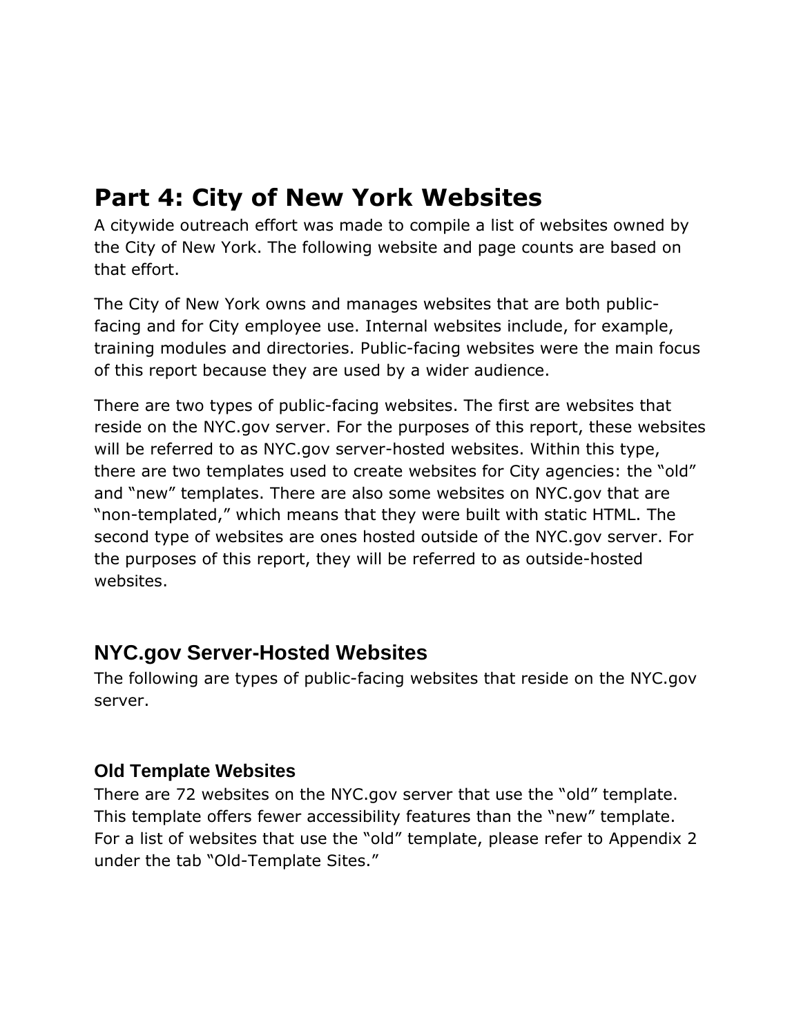# Part 4: City of New York Websites

A citywide outreach effort was made to compile a list of websites owned by the City of New York. The following website and page counts are based on that effort.

The City of New York owns and manages websites that are both public-facing and for City employee use. Internal websites include, for example, training modules and directories. Public-facing websites were the main focus of this report because they are used by a wider audience.

There are two types of public-facing websites. The first are websites that reside on the NYC.gov server. For the purposes of this report, these websites will be referred to as NYC.gov server-hosted websites. Within this type, there are two templates used to create websites for City agencies: the "old" and "new" templates. There are also some websites on NYC.gov that are "non-templated," which means that they were built with static HTML. The second type of websites are ones hosted outside of the NYC.gov server. For the purposes of this report, they will be referred to as outside-hosted websites.

## NYC.gov Server-Hosted Websites

The following are types of public-facing websites that reside on the NYC.gov server.

### Old Template Websites

There are 72 websites on the NYC.gov server that use the "old" template. This template offers fewer accessibility features than the "new" template. For a list of websites that use the "old" template, please refer to Appendix 2 under the tab "Old-Template Sites."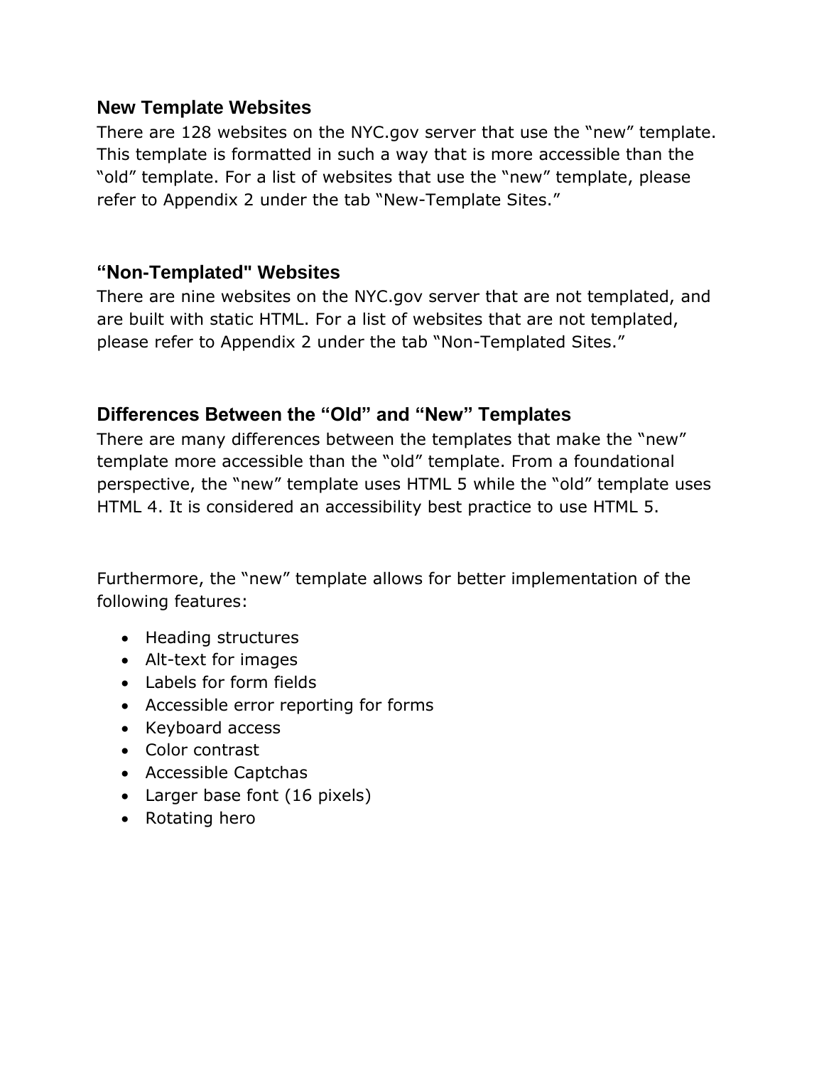## New Template Websites

There are 128 websites on the NYC.gov server that use the “new” template. This template is formatted in such a way that is more accessible than the “old” template. For a list of websites that use the “new” template, please refer to Appendix 2 under the tab “New-Template Sites.”

## “Non-Templated" Websites

There are nine websites on the NYC.gov server that are not templated, and are built with static HTML. For a list of websites that are not templated, please refer to Appendix 2 under the tab “Non-Templated Sites.”

## Differences Between the “Old” and “New” Templates

There are many differences between the templates that make the “new” template more accessible than the “old” template. From a foundational perspective, the “new” template uses HTML 5 while the “old” template uses HTML 4. It is considered an accessibility best practice to use HTML 5.

Furthermore, the “new” template allows for better implementation of the following features:

- Heading structures
- Alt-text for images
- Labels for form fields
- Accessible error reporting for forms
- Keyboard access
- Color contrast
- Accessible Captchas
- Larger base font (16 pixels)
- Rotating hero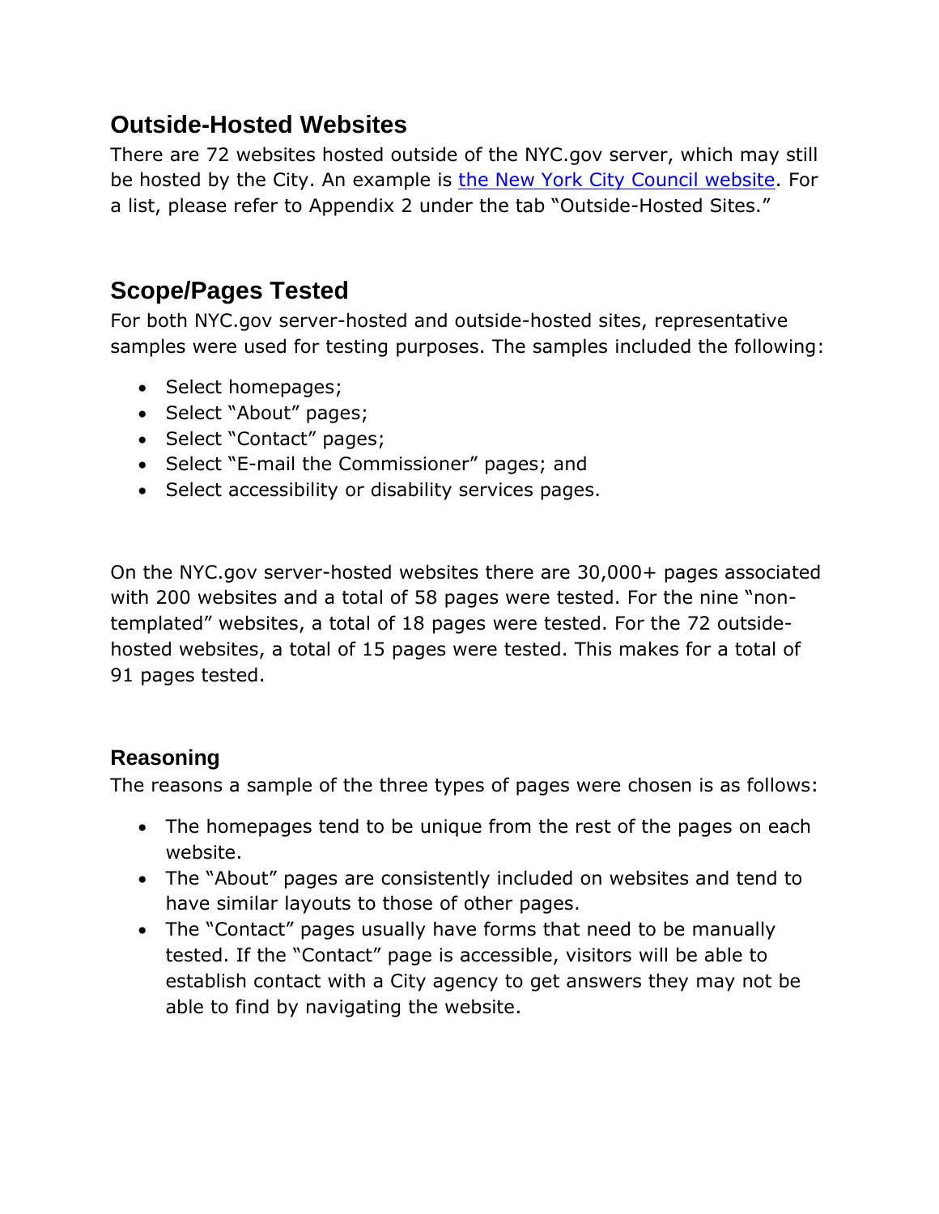## Outside-Hosted Websites

There are 72 websites hosted outside of the NYC.gov server, which may still be hosted by the City. An example is the New York City Council website. For a list, please refer to Appendix 2 under the tab "Outside-Hosted Sites."

## Scope/Pages Tested

For both NYC.gov server-hosted and outside-hosted sites, representative samples were used for testing purposes. The samples included the following:

- Select homepages;
- Select "About" pages;
- Select "Contact" pages;
- Select "E-mail the Commissioner" pages; and
- Select accessibility or disability services pages.

On the NYC.gov server-hosted websites there are 30,000+ pages associated with 200 websites and a total of 58 pages were tested. For the nine "non-templated" websites, a total of 18 pages were tested. For the 72 outside-hosted websites, a total of 15 pages were tested. This makes for a total of 91 pages tested.

### Reasoning

The reasons a sample of the three types of pages were chosen is as follows:

- The homepages tend to be unique from the rest of the pages on each website.
- The "About" pages are consistently included on websites and tend to have similar layouts to those of other pages.
- The "Contact" pages usually have forms that need to be manually tested. If the "Contact" page is accessible, visitors will be able to establish contact with a City agency to get answers they may not be able to find by navigating the website.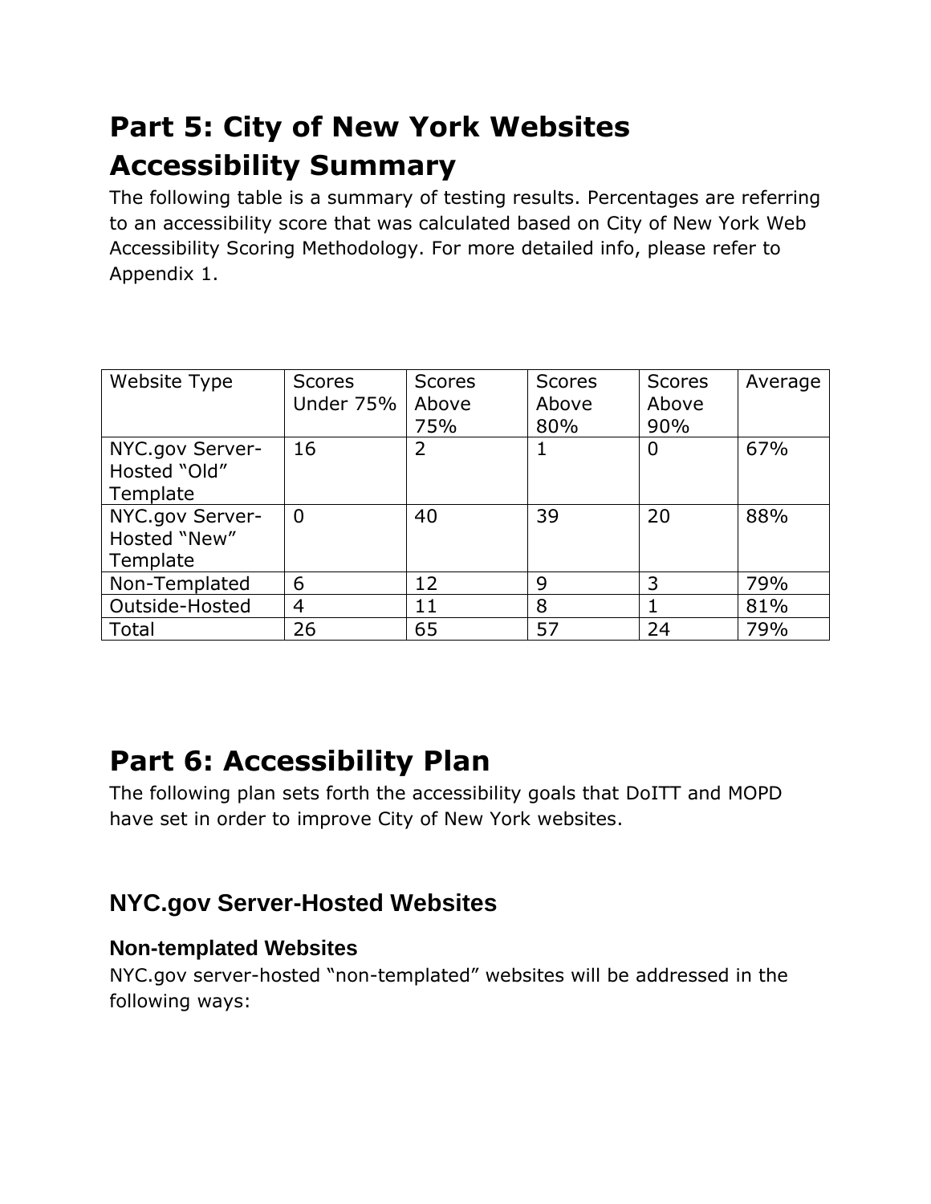# Part 5: City of New York Websites Accessibility Summary

The following table is a summary of testing results. Percentages are referring to an accessibility score that was calculated based on City of New York Web Accessibility Scoring Methodology. For more detailed info, please refer to Appendix 1.

| Website Type | Scores Under 75% | Scores Above 75% | Scores Above 80% | Scores Above 90% | Average |
|---|---|---|---|---|---|
| NYC.gov Server-Hosted “Old” Template | 16 | 2 | 1 | 0 | 67% |
| NYC.gov Server-Hosted “New” Template | 0 | 40 | 39 | 20 | 88% |
| Non-Templated | 6 | 12 | 9 | 3 | 79% |
| Outside-Hosted | 4 | 11 | 8 | 1 | 81% |
| Total | 26 | 65 | 57 | 24 | 79% |

# Part 6: Accessibility Plan

The following plan sets forth the accessibility goals that DoITT and MOPD have set in order to improve City of New York websites.

## NYC.gov Server-Hosted Websites

### Non-templated Websites

NYC.gov server-hosted “non-templated” websites will be addressed in the following ways: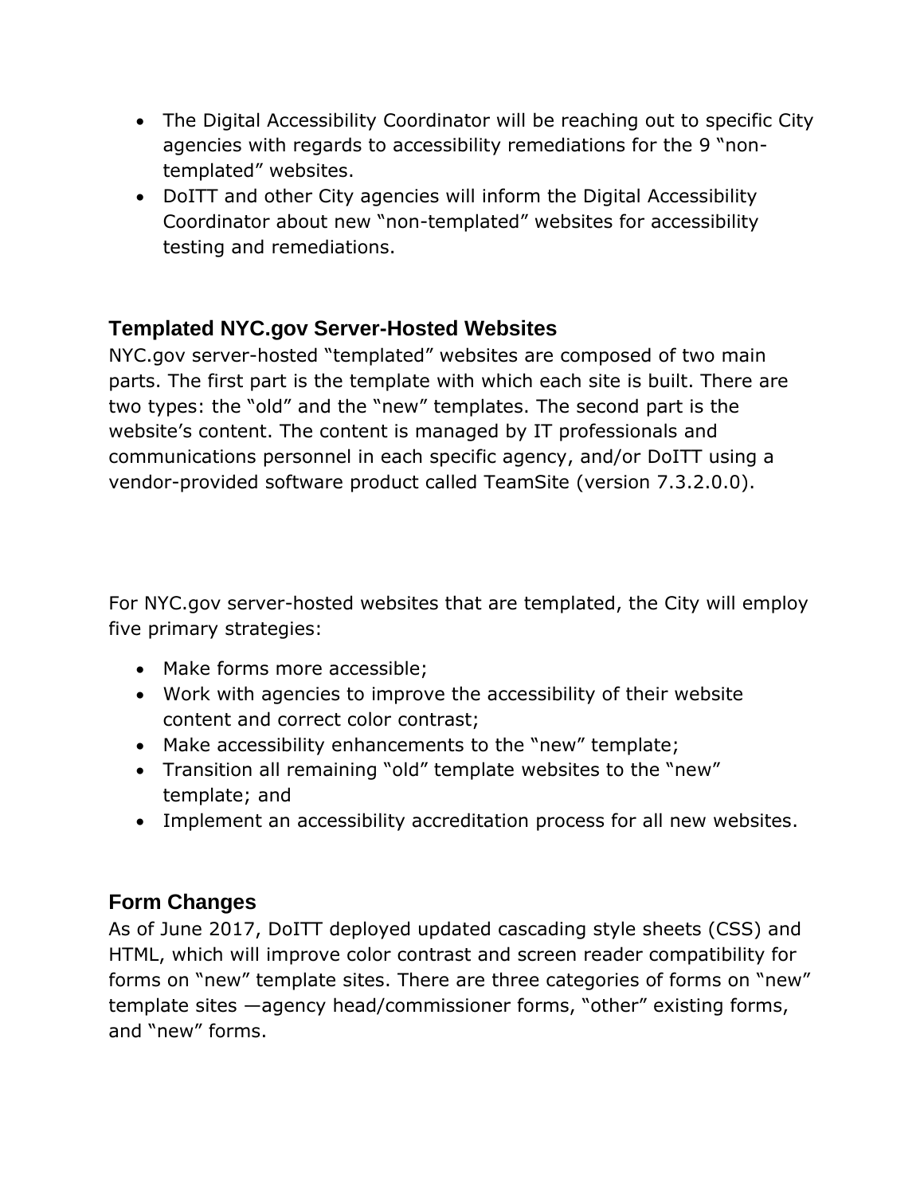- The Digital Accessibility Coordinator will be reaching out to specific City agencies with regards to accessibility remediations for the 9 "non-templated" websites.
- DoITT and other City agencies will inform the Digital Accessibility Coordinator about new "non-templated" websites for accessibility testing and remediations.

## Templated NYC.gov Server-Hosted Websites

NYC.gov server-hosted "templated" websites are composed of two main parts. The first part is the template with which each site is built. There are two types: the "old" and the "new" templates. The second part is the website's content. The content is managed by IT professionals and communications personnel in each specific agency, and/or DoITT using a vendor-provided software product called TeamSite (version 7.3.2.0.0).

For NYC.gov server-hosted websites that are templated, the City will employ five primary strategies:

- Make forms more accessible;
- Work with agencies to improve the accessibility of their website content and correct color contrast;
- Make accessibility enhancements to the "new" template;
- Transition all remaining "old" template websites to the "new" template; and
- Implement an accessibility accreditation process for all new websites.

## Form Changes

As of June 2017, DoITT deployed updated cascading style sheets (CSS) and HTML, which will improve color contrast and screen reader compatibility for forms on "new" template sites. There are three categories of forms on "new" template sites —agency head/commissioner forms, "other" existing forms, and "new" forms.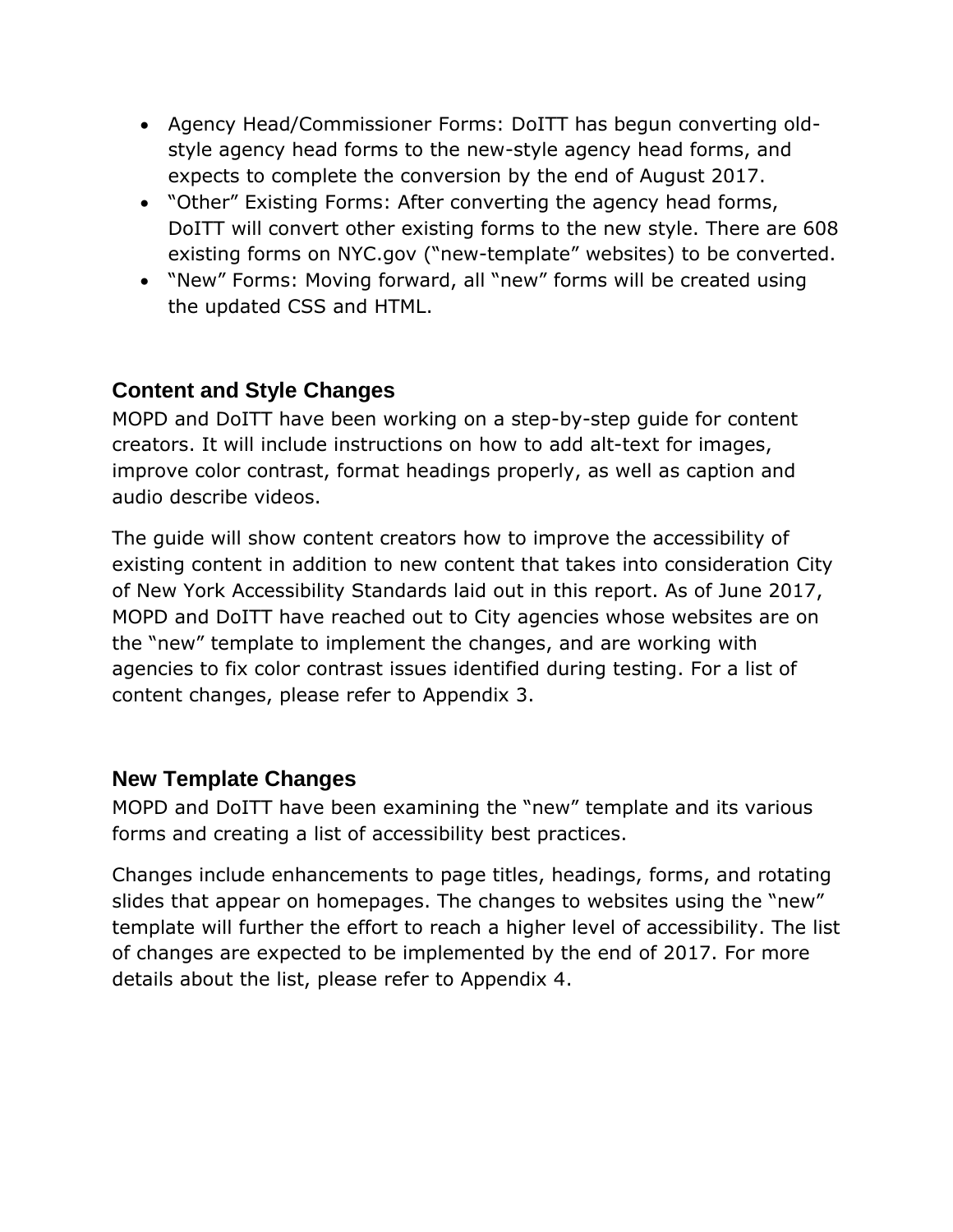- Agency Head/Commissioner Forms: DoITT has begun converting old-style agency head forms to the new-style agency head forms, and expects to complete the conversion by the end of August 2017.
- "Other" Existing Forms: After converting the agency head forms, DoITT will convert other existing forms to the new style. There are 608 existing forms on NYC.gov ("new-template" websites) to be converted.
- "New" Forms: Moving forward, all "new" forms will be created using the updated CSS and HTML.

### Content and Style Changes

MOPD and DoITT have been working on a step-by-step guide for content creators. It will include instructions on how to add alt-text for images, improve color contrast, format headings properly, as well as caption and audio describe videos.

The guide will show content creators how to improve the accessibility of existing content in addition to new content that takes into consideration City of New York Accessibility Standards laid out in this report. As of June 2017, MOPD and DoITT have reached out to City agencies whose websites are on the "new" template to implement the changes, and are working with agencies to fix color contrast issues identified during testing. For a list of content changes, please refer to Appendix 3.

### New Template Changes

MOPD and DoITT have been examining the "new" template and its various forms and creating a list of accessibility best practices.

Changes include enhancements to page titles, headings, forms, and rotating slides that appear on homepages. The changes to websites using the "new" template will further the effort to reach a higher level of accessibility. The list of changes are expected to be implemented by the end of 2017. For more details about the list, please refer to Appendix 4.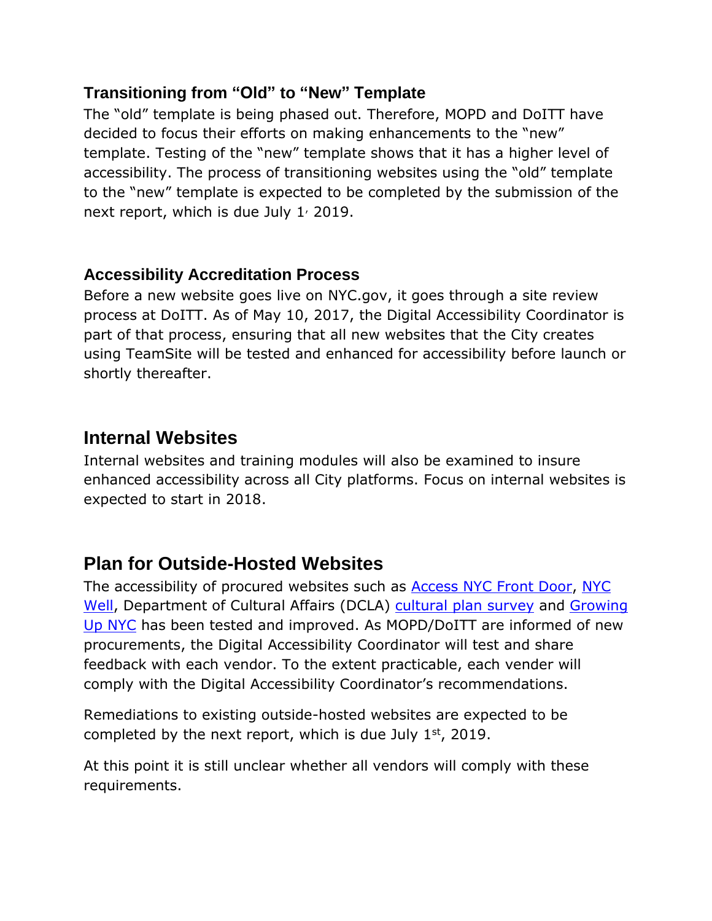### Transitioning from "Old" to "New" Template

The "old" template is being phased out. Therefore, MOPD and DoITT have decided to focus their efforts on making enhancements to the "new" template. Testing of the "new" template shows that it has a higher level of accessibility. The process of transitioning websites using the "old" template to the "new" template is expected to be completed by the submission of the next report, which is due July 1, 2019.

### Accessibility Accreditation Process

Before a new website goes live on NYC.gov, it goes through a site review process at DoITT. As of May 10, 2017, the Digital Accessibility Coordinator is part of that process, ensuring that all new websites that the City creates using TeamSite will be tested and enhanced for accessibility before launch or shortly thereafter.

## Internal Websites

Internal websites and training modules will also be examined to insure enhanced accessibility across all City platforms. Focus on internal websites is expected to start in 2018.

## Plan for Outside-Hosted Websites

The accessibility of procured websites such as Access NYC Front Door, NYC Well, Department of Cultural Affairs (DCLA) cultural plan survey and Growing Up NYC has been tested and improved. As MOPD/DoITT are informed of new procurements, the Digital Accessibility Coordinator will test and share feedback with each vendor. To the extent practicable, each vender will comply with the Digital Accessibility Coordinator's recommendations.

Remediations to existing outside-hosted websites are expected to be completed by the next report, which is due July 1st, 2019.

At this point it is still unclear whether all vendors will comply with these requirements.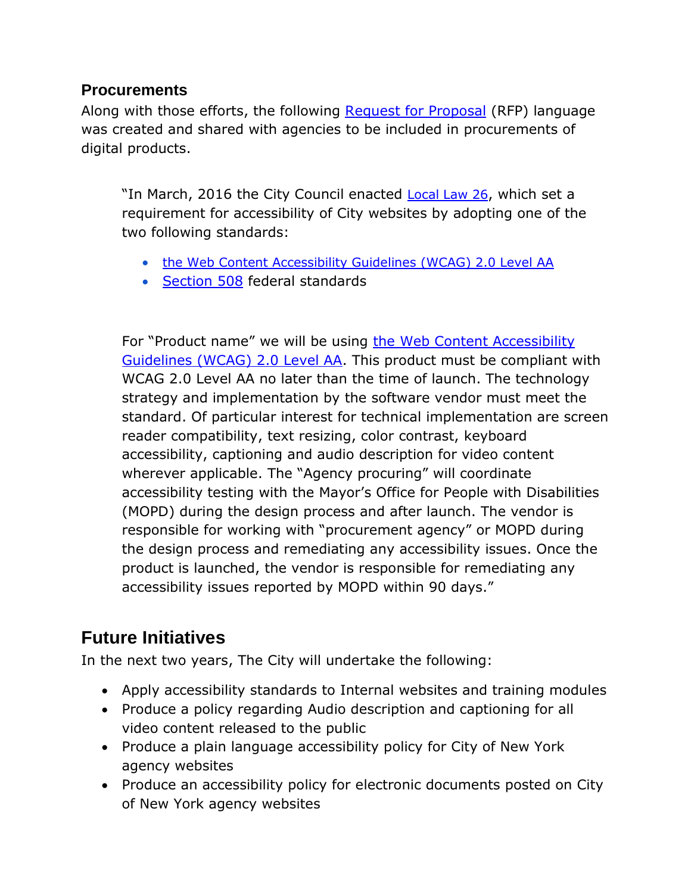### Procurements

Along with those efforts, the following Request for Proposal (RFP) language was created and shared with agencies to be included in procurements of digital products.

> "In March, 2016 the City Council enacted Local Law 26, which set a requirement for accessibility of City websites by adopting one of the two following standards:
>
> - the Web Content Accessibility Guidelines (WCAG) 2.0 Level AA
> - Section 508 federal standards
>
> For "Product name" we will be using the Web Content Accessibility Guidelines (WCAG) 2.0 Level AA. This product must be compliant with WCAG 2.0 Level AA no later than the time of launch. The technology strategy and implementation by the software vendor must meet the standard. Of particular interest for technical implementation are screen reader compatibility, text resizing, color contrast, keyboard accessibility, captioning and audio description for video content wherever applicable. The "Agency procuring" will coordinate accessibility testing with the Mayor's Office for People with Disabilities (MOPD) during the design process and after launch. The vendor is responsible for working with "procurement agency" or MOPD during the design process and remediating any accessibility issues. Once the product is launched, the vendor is responsible for remediating any accessibility issues reported by MOPD within 90 days."

## Future Initiatives

In the next two years, The City will undertake the following:

- Apply accessibility standards to Internal websites and training modules
- Produce a policy regarding Audio description and captioning for all video content released to the public
- Produce a plain language accessibility policy for City of New York agency websites
- Produce an accessibility policy for electronic documents posted on City of New York agency websites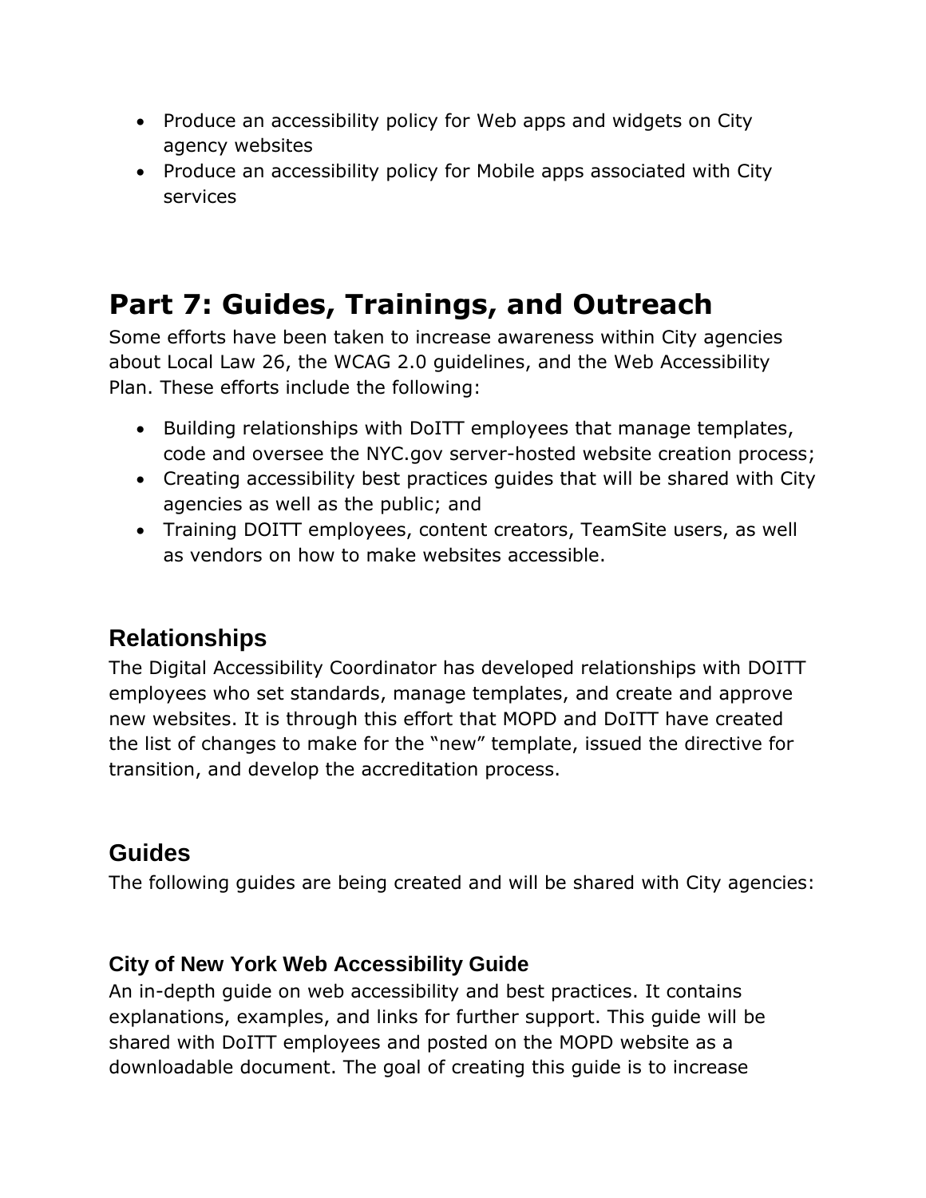- Produce an accessibility policy for Web apps and widgets on City agency websites
- Produce an accessibility policy for Mobile apps associated with City services

# Part 7: Guides, Trainings, and Outreach

Some efforts have been taken to increase awareness within City agencies about Local Law 26, the WCAG 2.0 guidelines, and the Web Accessibility Plan. These efforts include the following:

- Building relationships with DoITT employees that manage templates, code and oversee the NYC.gov server-hosted website creation process;
- Creating accessibility best practices guides that will be shared with City agencies as well as the public; and
- Training DOITT employees, content creators, TeamSite users, as well as vendors on how to make websites accessible.

## Relationships

The Digital Accessibility Coordinator has developed relationships with DOITT employees who set standards, manage templates, and create and approve new websites. It is through this effort that MOPD and DoITT have created the list of changes to make for the "new" template, issued the directive for transition, and develop the accreditation process.

## Guides

The following guides are being created and will be shared with City agencies:

### City of New York Web Accessibility Guide

An in-depth guide on web accessibility and best practices. It contains explanations, examples, and links for further support. This guide will be shared with DoITT employees and posted on the MOPD website as a downloadable document. The goal of creating this guide is to increase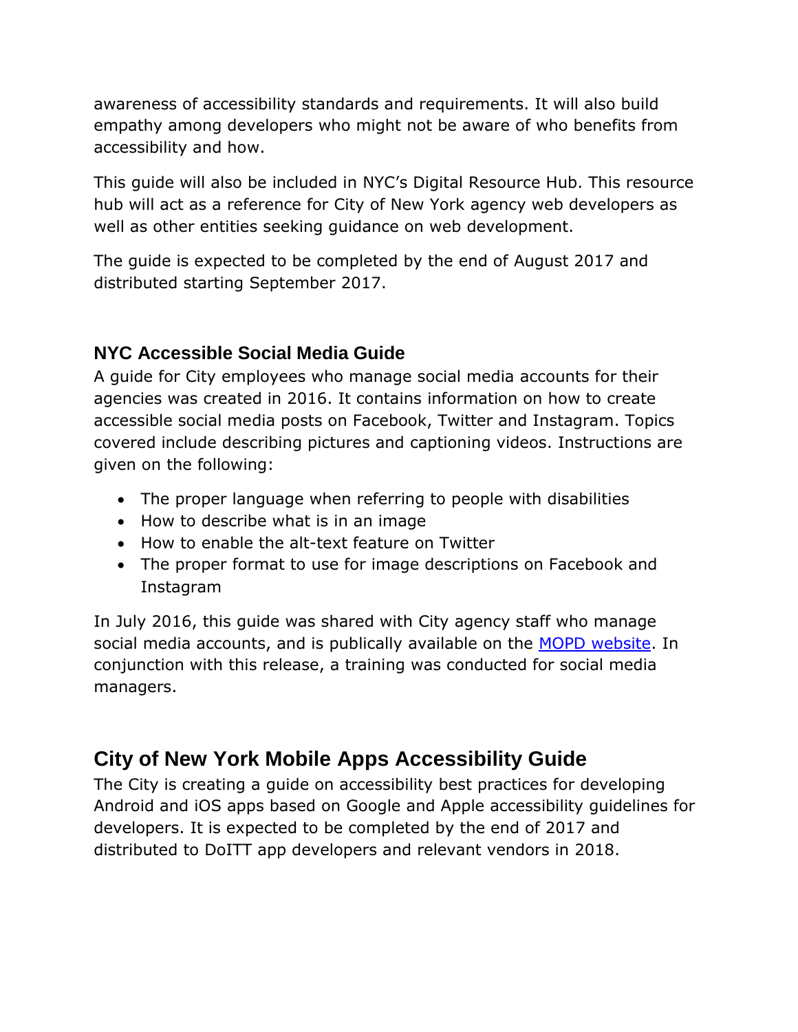awareness of accessibility standards and requirements. It will also build empathy among developers who might not be aware of who benefits from accessibility and how.

This guide will also be included in NYC's Digital Resource Hub. This resource hub will act as a reference for City of New York agency web developers as well as other entities seeking guidance on web development.

The guide is expected to be completed by the end of August 2017 and distributed starting September 2017.

### NYC Accessible Social Media Guide

A guide for City employees who manage social media accounts for their agencies was created in 2016. It contains information on how to create accessible social media posts on Facebook, Twitter and Instagram. Topics covered include describing pictures and captioning videos. Instructions are given on the following:

- The proper language when referring to people with disabilities
- How to describe what is in an image
- How to enable the alt-text feature on Twitter
- The proper format to use for image descriptions on Facebook and Instagram

In July 2016, this guide was shared with City agency staff who manage social media accounts, and is publically available on the MOPD website. In conjunction with this release, a training was conducted for social media managers.

## City of New York Mobile Apps Accessibility Guide

The City is creating a guide on accessibility best practices for developing Android and iOS apps based on Google and Apple accessibility guidelines for developers. It is expected to be completed by the end of 2017 and distributed to DoITT app developers and relevant vendors in 2018.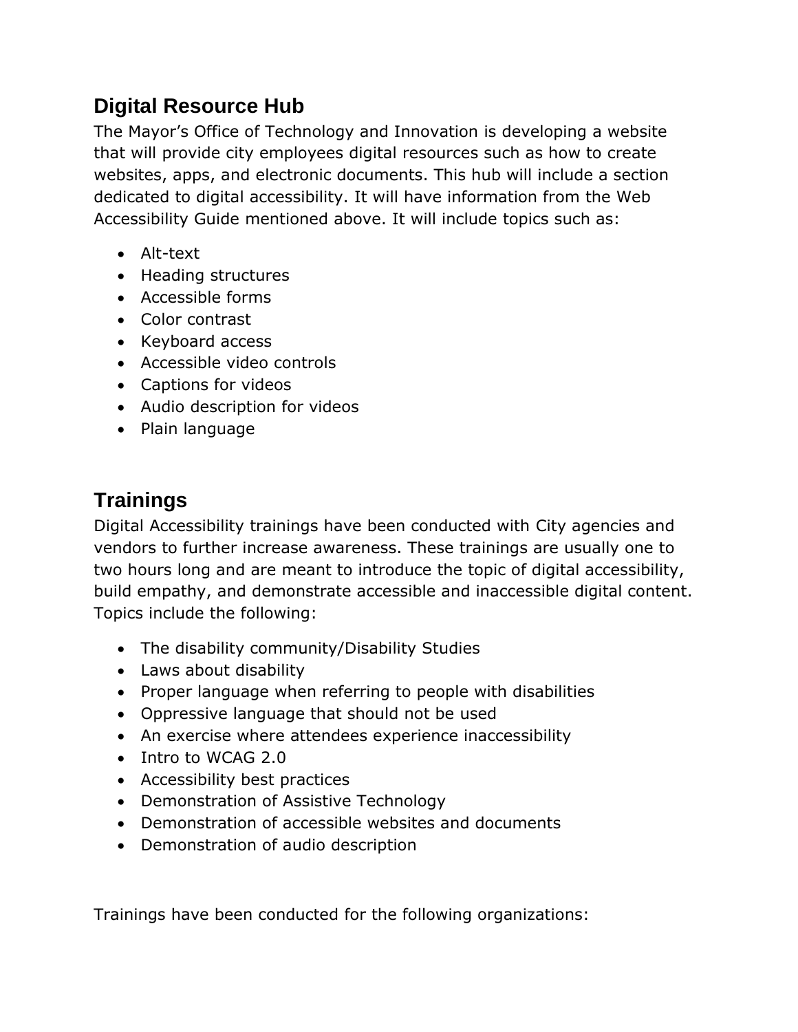## Digital Resource Hub

The Mayor's Office of Technology and Innovation is developing a website that will provide city employees digital resources such as how to create websites, apps, and electronic documents. This hub will include a section dedicated to digital accessibility. It will have information from the Web Accessibility Guide mentioned above. It will include topics such as:

- Alt-text
- Heading structures
- Accessible forms
- Color contrast
- Keyboard access
- Accessible video controls
- Captions for videos
- Audio description for videos
- Plain language

## Trainings

Digital Accessibility trainings have been conducted with City agencies and vendors to further increase awareness. These trainings are usually one to two hours long and are meant to introduce the topic of digital accessibility, build empathy, and demonstrate accessible and inaccessible digital content. Topics include the following:

- The disability community/Disability Studies
- Laws about disability
- Proper language when referring to people with disabilities
- Oppressive language that should not be used
- An exercise where attendees experience inaccessibility
- Intro to WCAG 2.0
- Accessibility best practices
- Demonstration of Assistive Technology
- Demonstration of accessible websites and documents
- Demonstration of audio description

Trainings have been conducted for the following organizations: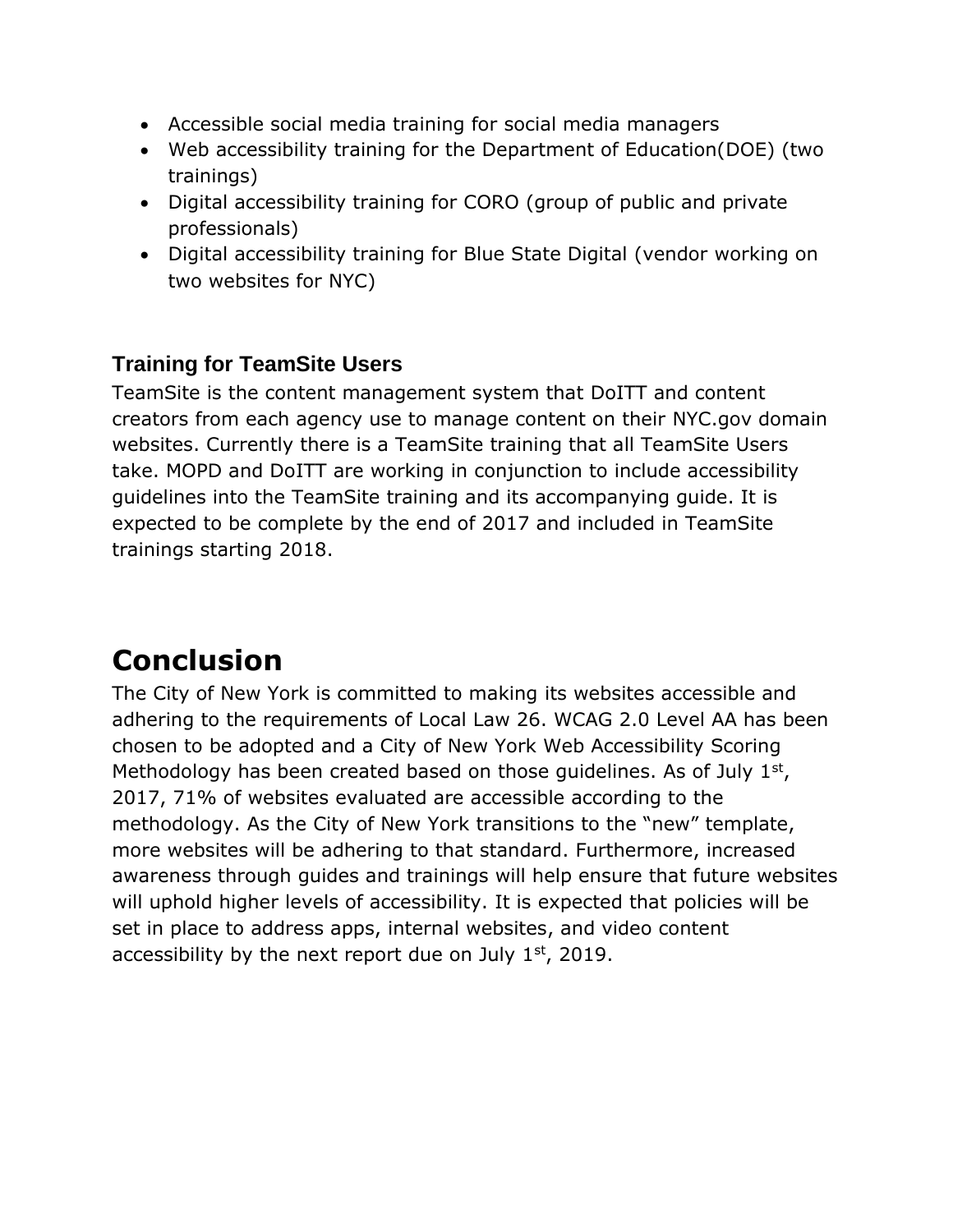- Accessible social media training for social media managers
- Web accessibility training for the Department of Education(DOE) (two trainings)
- Digital accessibility training for CORO (group of public and private professionals)
- Digital accessibility training for Blue State Digital (vendor working on two websites for NYC)

### Training for TeamSite Users

TeamSite is the content management system that DoITT and content creators from each agency use to manage content on their NYC.gov domain websites. Currently there is a TeamSite training that all TeamSite Users take. MOPD and DoITT are working in conjunction to include accessibility guidelines into the TeamSite training and its accompanying guide. It is expected to be complete by the end of 2017 and included in TeamSite trainings starting 2018.

# Conclusion

The City of New York is committed to making its websites accessible and adhering to the requirements of Local Law 26. WCAG 2.0 Level AA has been chosen to be adopted and a City of New York Web Accessibility Scoring Methodology has been created based on those guidelines. As of July 1st, 2017, 71% of websites evaluated are accessible according to the methodology. As the City of New York transitions to the "new" template, more websites will be adhering to that standard. Furthermore, increased awareness through guides and trainings will help ensure that future websites will uphold higher levels of accessibility. It is expected that policies will be set in place to address apps, internal websites, and video content accessibility by the next report due on July 1st, 2019.